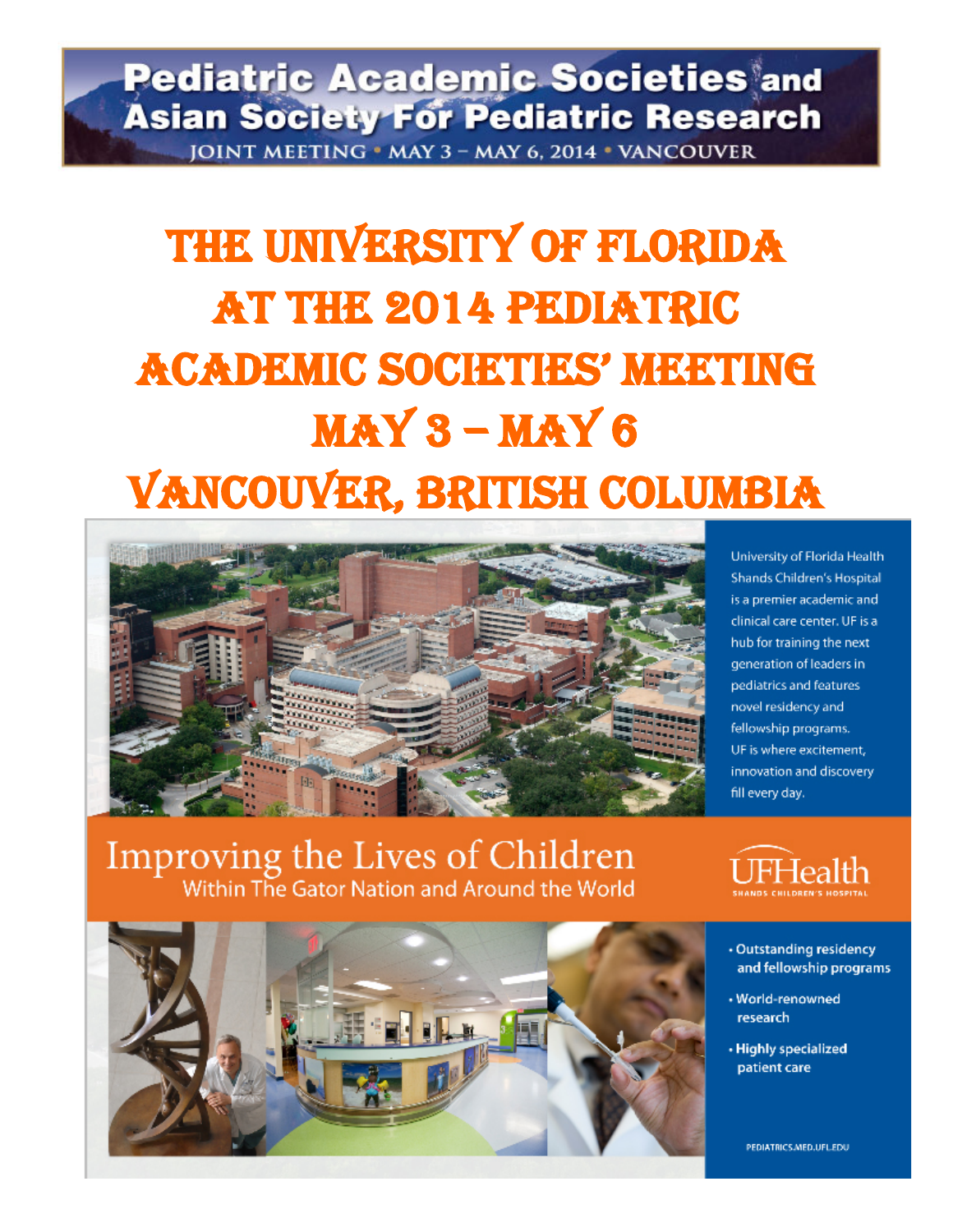Pediatric Academic Societies and Asian Society For Pediatric Research

JOINT MEETING • MAY 3 – MAY 6, 2014 • VANCOUVER

# The University of Florida at the 2014 Pediatric Academic Societies' Meeting May 3 – May 6 Vancouver, British Columbia

University of Florida Health Shands Children's Hospital is a premier academic and clinical care center. UF is a hub for training the next generation of leaders in pediatrics and features novel residency and fellowship programs. UF is where excitement, innovation and discovery fill every day.

## Improving the Lives of Children

Within The Gator Nation and Around the World

UFHealth
SHANDS CHILDREN'S HOSPITAL

- Outstanding residency and fellowship programs
- World-renowned research
- Highly specialized patient care

PEDIATRICS.MED.UFL.EDU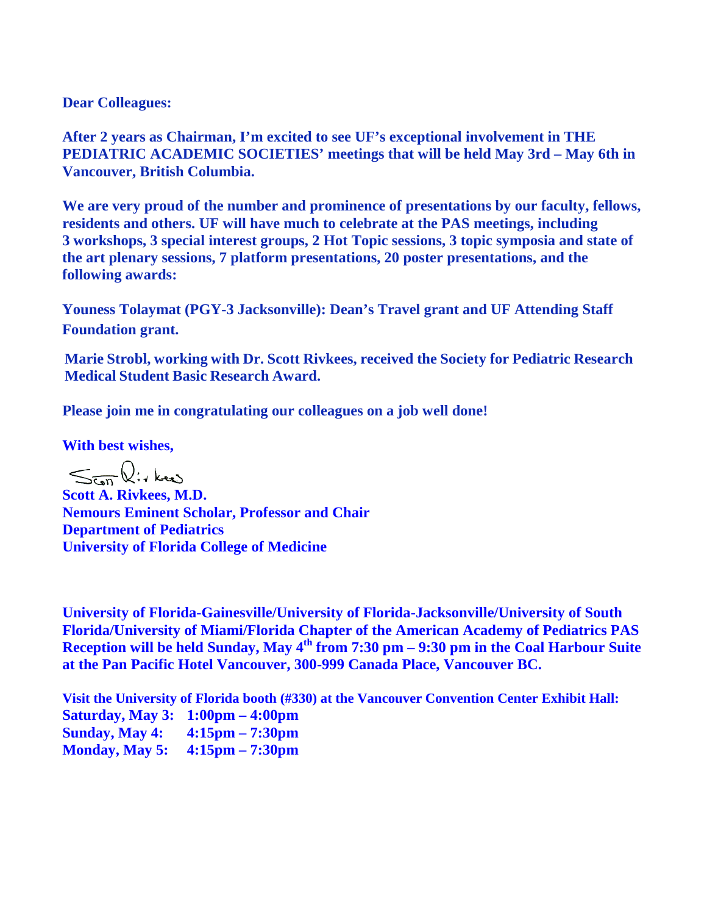**Dear Colleagues:**

**After 2 years as Chairman, I'm excited to see UF's exceptional involvement in THE PEDIATRIC ACADEMIC SOCIETIES' meetings that will be held May 3rd – May 6th in Vancouver, British Columbia.**

**We are very proud of the number and prominence of presentations by our faculty, fellows, residents and others. UF will have much to celebrate at the PAS meetings, including 3 workshops, 3 special interest groups, 2 Hot Topic sessions, 3 topic symposia and state of the art plenary sessions, 7 platform presentations, 20 poster presentations, and the following awards:**

**Youness Tolaymat (PGY-3 Jacksonville): Dean's Travel grant and UF Attending Staff Foundation grant.**

**Marie Strobl, working with Dr. Scott Rivkees, received the Society for Pediatric Research Medical Student Basic Research Award.**

**Please join me in congratulating our colleagues on a job well done!**

**With best wishes,**

**Scott A. Rivkees, M.D.**
**Nemours Eminent Scholar, Professor and Chair**
**Department of Pediatrics**
**University of Florida College of Medicine**

**University of Florida-Gainesville/University of Florida-Jacksonville/University of South Florida/University of Miami/Florida Chapter of the American Academy of Pediatrics PAS Reception will be held Sunday, May 4th from 7:30 pm – 9:30 pm in the Coal Harbour Suite at the Pan Pacific Hotel Vancouver, 300-999 Canada Place, Vancouver BC.**

**Visit the University of Florida booth (#330) at the Vancouver Convention Center Exhibit Hall:**
**Saturday, May 3: 1:00pm – 4:00pm**
**Sunday, May 4: 4:15pm – 7:30pm**
**Monday, May 5: 4:15pm – 7:30pm**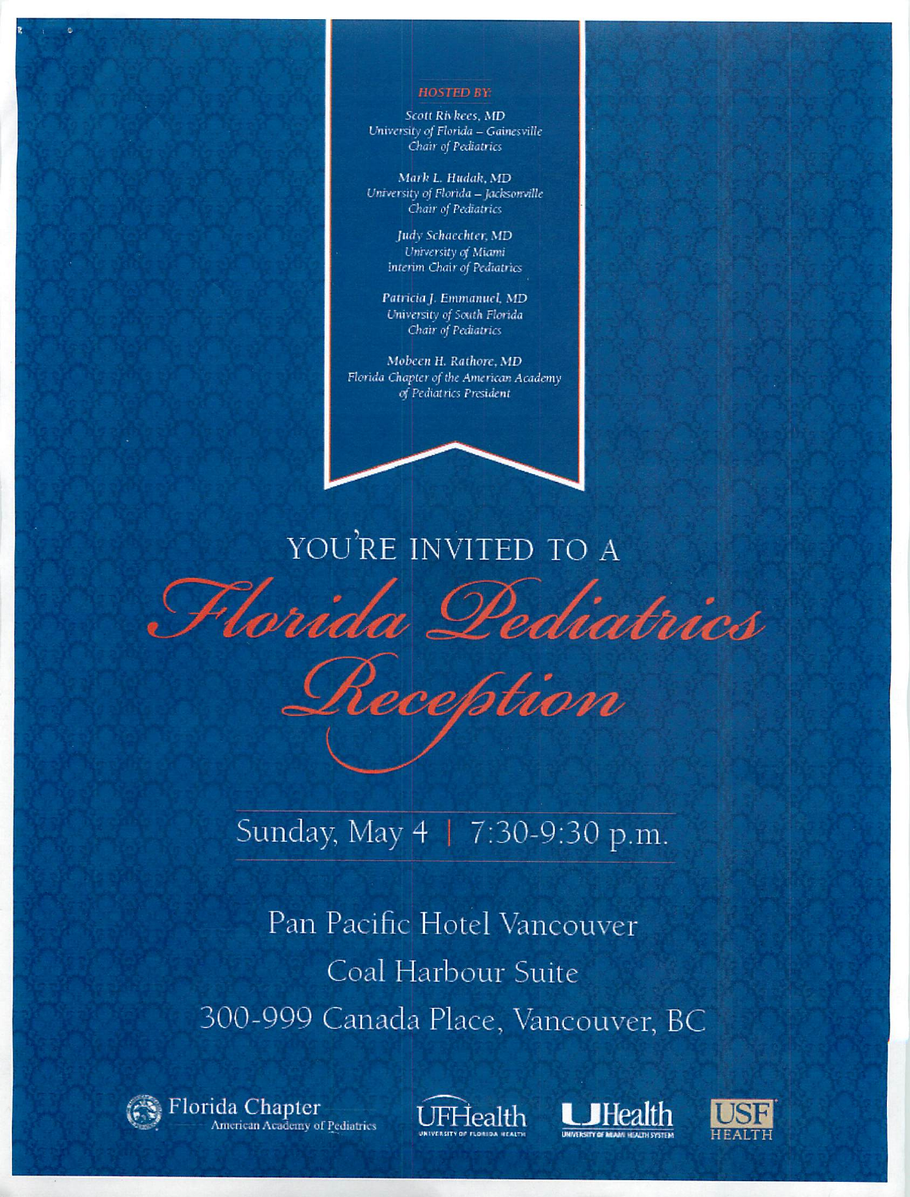*HOSTED BY:*

*Scott Rivkees, MD*
*University of Florida – Gainesville*
*Chair of Pediatrics*

*Mark L. Hudak, MD*
*University of Florida – Jacksonville*
*Chair of Pediatrics*

*Judy Schaechter, MD*
*University of Miami*
*Interim Chair of Pediatrics*

*Patricia J. Emmanuel, MD*
*University of South Florida*
*Chair of Pediatrics*

*Mobeen H. Rathore, MD*
*Florida Chapter of the American Academy of Pediatrics President*

YOU'RE INVITED TO A

# *Florida Pediatrics Reception*

Sunday, May 4 | 7:30-9:30 p.m.

Pan Pacific Hotel Vancouver
Coal Harbour Suite
300-999 Canada Place, Vancouver, BC

Florida Chapter American Academy of Pediatrics | UFHealth University of Florida Health | UHealth University of Miami Health System | USF Health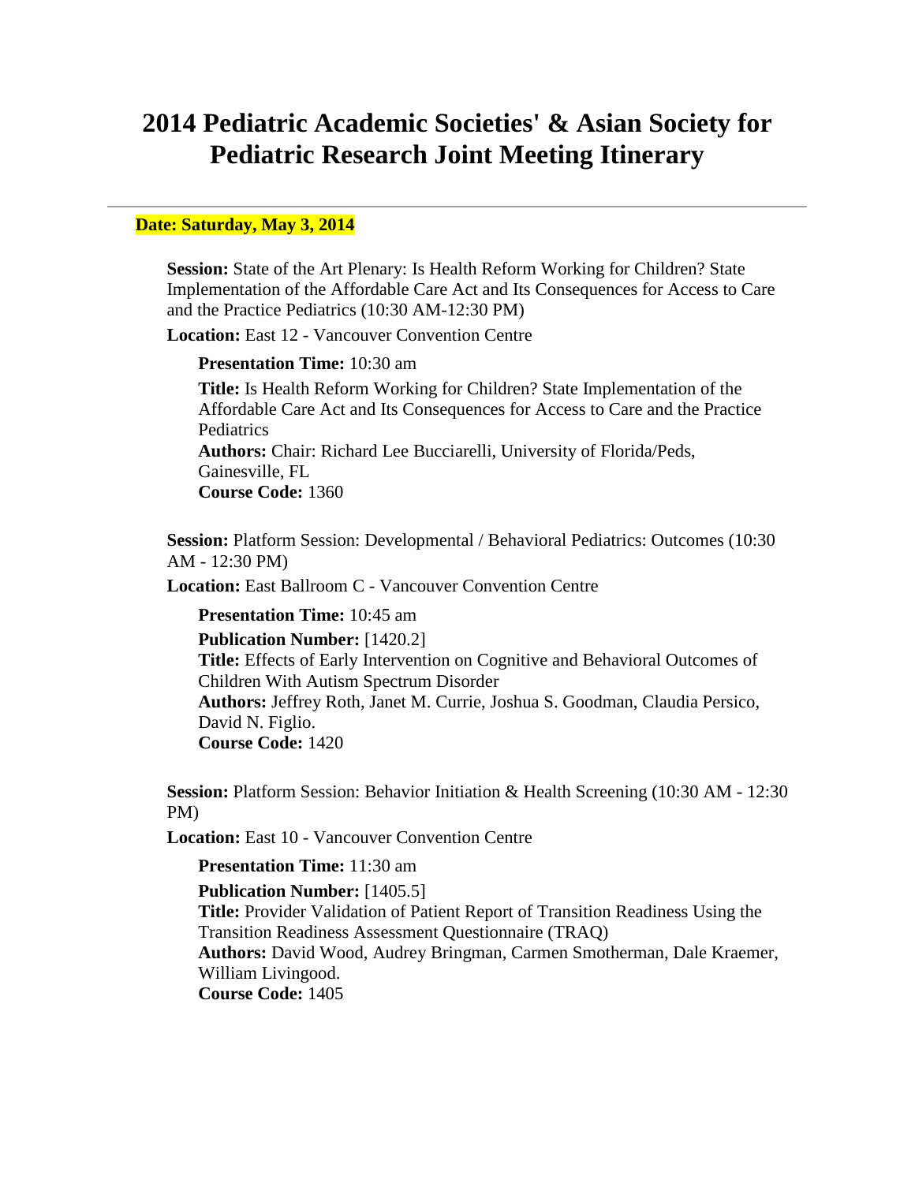# 2014 Pediatric Academic Societies' & Asian Society for Pediatric Research Joint Meeting Itinerary

---

**Date: Saturday, May 3, 2014**

**Session:** State of the Art Plenary: Is Health Reform Working for Children? State Implementation of the Affordable Care Act and Its Consequences for Access to Care and the Practice Pediatrics (10:30 AM-12:30 PM)

**Location:** East 12 - Vancouver Convention Centre

**Presentation Time:** 10:30 am

**Title:** Is Health Reform Working for Children? State Implementation of the Affordable Care Act and Its Consequences for Access to Care and the Practice Pediatrics
**Authors:** Chair: Richard Lee Bucciarelli, University of Florida/Peds, Gainesville, FL
**Course Code:** 1360

**Session:** Platform Session: Developmental / Behavioral Pediatrics: Outcomes (10:30 AM - 12:30 PM)

**Location:** East Ballroom C - Vancouver Convention Centre

**Presentation Time:** 10:45 am

**Publication Number:** [1420.2]
**Title:** Effects of Early Intervention on Cognitive and Behavioral Outcomes of Children With Autism Spectrum Disorder
**Authors:** Jeffrey Roth, Janet M. Currie, Joshua S. Goodman, Claudia Persico, David N. Figlio.
**Course Code:** 1420

**Session:** Platform Session: Behavior Initiation & Health Screening (10:30 AM - 12:30 PM)

**Location:** East 10 - Vancouver Convention Centre

**Presentation Time:** 11:30 am

**Publication Number:** [1405.5]
**Title:** Provider Validation of Patient Report of Transition Readiness Using the Transition Readiness Assessment Questionnaire (TRAQ)
**Authors:** David Wood, Audrey Bringman, Carmen Smotherman, Dale Kraemer, William Livingood.
**Course Code:** 1405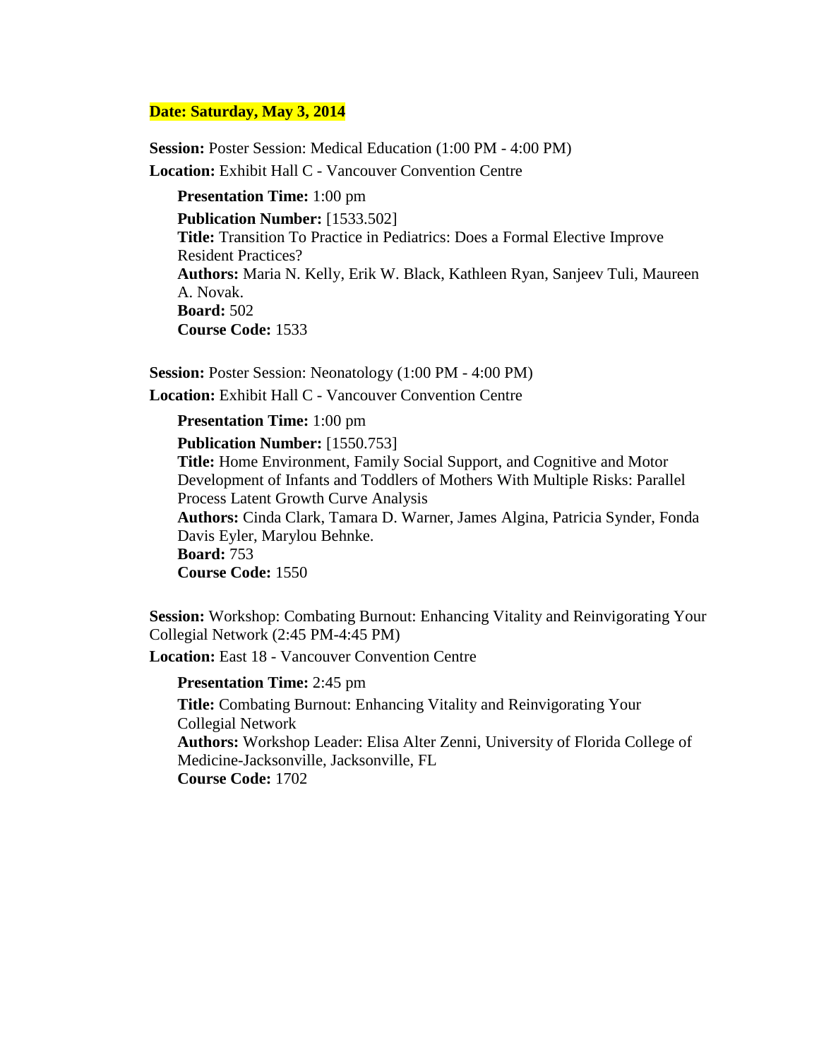**Date: Saturday, May 3, 2014**

**Session:** Poster Session: Medical Education (1:00 PM - 4:00 PM)
**Location:** Exhibit Hall C - Vancouver Convention Centre

> **Presentation Time:** 1:00 pm
> **Publication Number:** [1533.502]
> **Title:** Transition To Practice in Pediatrics: Does a Formal Elective Improve Resident Practices?
> **Authors:** Maria N. Kelly, Erik W. Black, Kathleen Ryan, Sanjeev Tuli, Maureen A. Novak.
> **Board:** 502
> **Course Code:** 1533

**Session:** Poster Session: Neonatology (1:00 PM - 4:00 PM)
**Location:** Exhibit Hall C - Vancouver Convention Centre

> **Presentation Time:** 1:00 pm
> **Publication Number:** [1550.753]
> **Title:** Home Environment, Family Social Support, and Cognitive and Motor Development of Infants and Toddlers of Mothers With Multiple Risks: Parallel Process Latent Growth Curve Analysis
> **Authors:** Cinda Clark, Tamara D. Warner, James Algina, Patricia Synder, Fonda Davis Eyler, Marylou Behnke.
> **Board:** 753
> **Course Code:** 1550

**Session:** Workshop: Combating Burnout: Enhancing Vitality and Reinvigorating Your Collegial Network (2:45 PM-4:45 PM)
**Location:** East 18 - Vancouver Convention Centre

> **Presentation Time:** 2:45 pm
> **Title:** Combating Burnout: Enhancing Vitality and Reinvigorating Your Collegial Network
> **Authors:** Workshop Leader: Elisa Alter Zenni, University of Florida College of Medicine-Jacksonville, Jacksonville, FL
> **Course Code:** 1702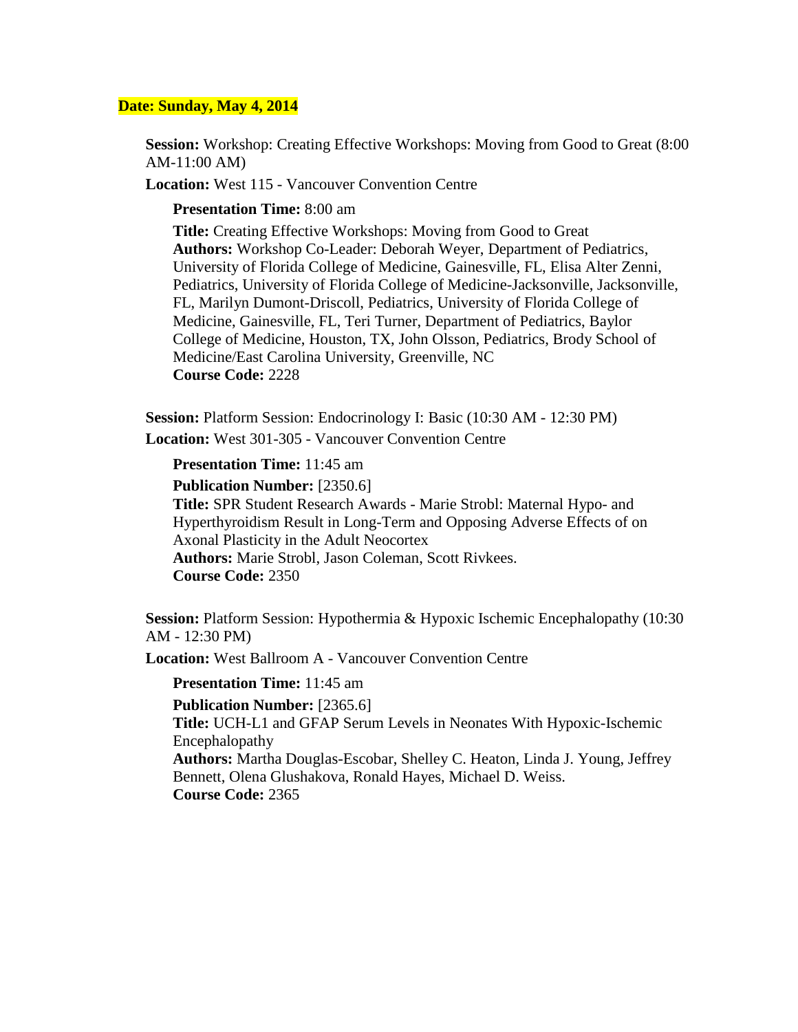**Date: Sunday, May 4, 2014**

**Session:** Workshop: Creating Effective Workshops: Moving from Good to Great (8:00 AM-11:00 AM)

**Location:** West 115 - Vancouver Convention Centre

**Presentation Time:** 8:00 am

**Title:** Creating Effective Workshops: Moving from Good to Great
**Authors:** Workshop Co-Leader: Deborah Weyer, Department of Pediatrics, University of Florida College of Medicine, Gainesville, FL, Elisa Alter Zenni, Pediatrics, University of Florida College of Medicine-Jacksonville, Jacksonville, FL, Marilyn Dumont-Driscoll, Pediatrics, University of Florida College of Medicine, Gainesville, FL, Teri Turner, Department of Pediatrics, Baylor College of Medicine, Houston, TX, John Olsson, Pediatrics, Brody School of Medicine/East Carolina University, Greenville, NC
**Course Code:** 2228

**Session:** Platform Session: Endocrinology I: Basic (10:30 AM - 12:30 PM)

**Location:** West 301-305 - Vancouver Convention Centre

**Presentation Time:** 11:45 am

**Publication Number:** [2350.6]
**Title:** SPR Student Research Awards - Marie Strobl: Maternal Hypo- and Hyperthyroidism Result in Long-Term and Opposing Adverse Effects of on Axonal Plasticity in the Adult Neocortex
**Authors:** Marie Strobl, Jason Coleman, Scott Rivkees.
**Course Code:** 2350

**Session:** Platform Session: Hypothermia & Hypoxic Ischemic Encephalopathy (10:30 AM - 12:30 PM)

**Location:** West Ballroom A - Vancouver Convention Centre

**Presentation Time:** 11:45 am

**Publication Number:** [2365.6]
**Title:** UCH-L1 and GFAP Serum Levels in Neonates With Hypoxic-Ischemic Encephalopathy
**Authors:** Martha Douglas-Escobar, Shelley C. Heaton, Linda J. Young, Jeffrey Bennett, Olena Glushakova, Ronald Hayes, Michael D. Weiss.
**Course Code:** 2365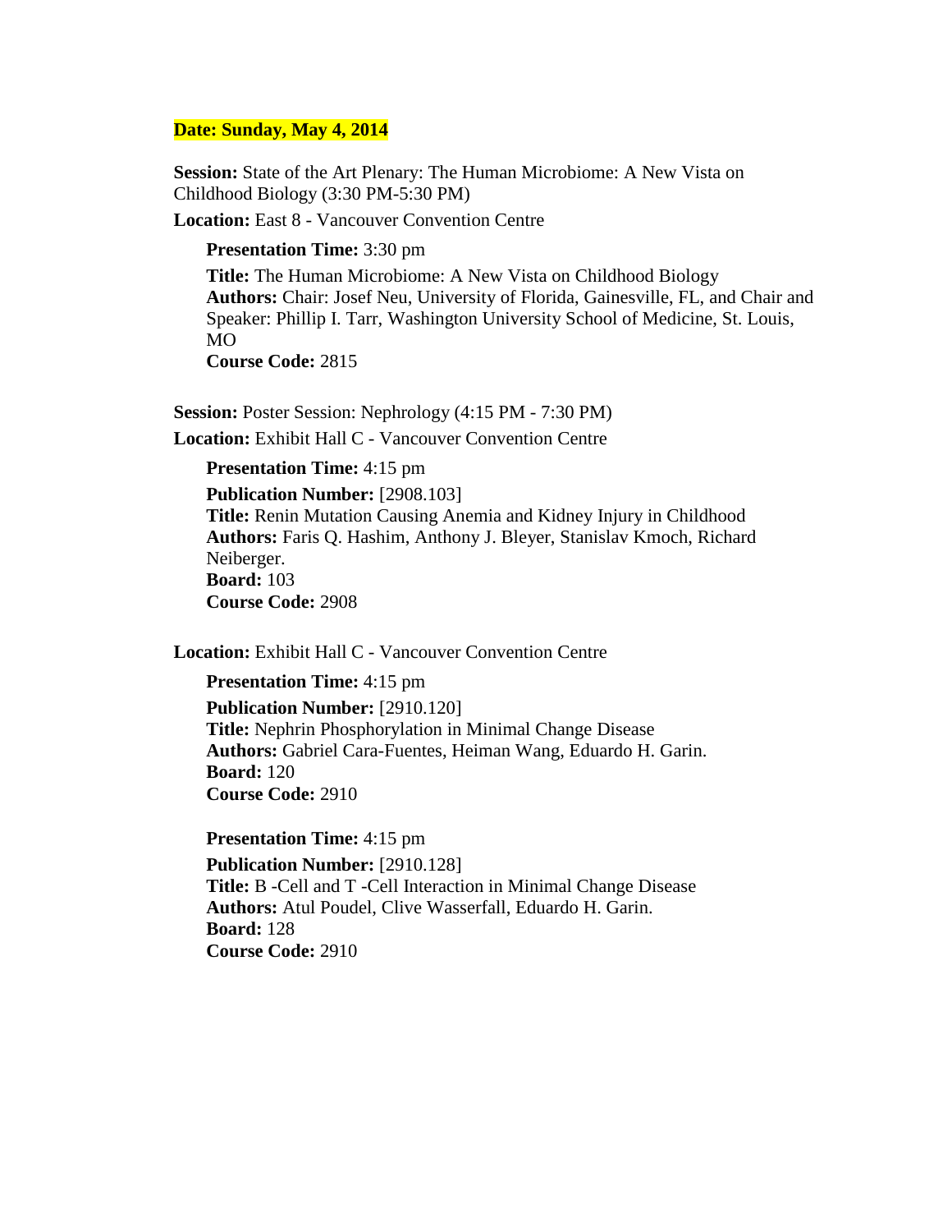**Date: Sunday, May 4, 2014**

**Session:** State of the Art Plenary: The Human Microbiome: A New Vista on Childhood Biology (3:30 PM-5:30 PM)

**Location:** East 8 - Vancouver Convention Centre

> **Presentation Time:** 3:30 pm
>
> **Title:** The Human Microbiome: A New Vista on Childhood Biology
> **Authors:** Chair: Josef Neu, University of Florida, Gainesville, FL, and Chair and Speaker: Phillip I. Tarr, Washington University School of Medicine, St. Louis, MO
> **Course Code:** 2815

**Session:** Poster Session: Nephrology (4:15 PM - 7:30 PM)

**Location:** Exhibit Hall C - Vancouver Convention Centre

> **Presentation Time:** 4:15 pm
>
> **Publication Number:** [2908.103]
> **Title:** Renin Mutation Causing Anemia and Kidney Injury in Childhood
> **Authors:** Faris Q. Hashim, Anthony J. Bleyer, Stanislav Kmoch, Richard Neiberger.
> **Board:** 103
> **Course Code:** 2908

**Location:** Exhibit Hall C - Vancouver Convention Centre

> **Presentation Time:** 4:15 pm
>
> **Publication Number:** [2910.120]
> **Title:** Nephrin Phosphorylation in Minimal Change Disease
> **Authors:** Gabriel Cara-Fuentes, Heiman Wang, Eduardo H. Garin.
> **Board:** 120
> **Course Code:** 2910

> **Presentation Time:** 4:15 pm
>
> **Publication Number:** [2910.128]
> **Title:** B -Cell and T -Cell Interaction in Minimal Change Disease
> **Authors:** Atul Poudel, Clive Wasserfall, Eduardo H. Garin.
> **Board:** 128
> **Course Code:** 2910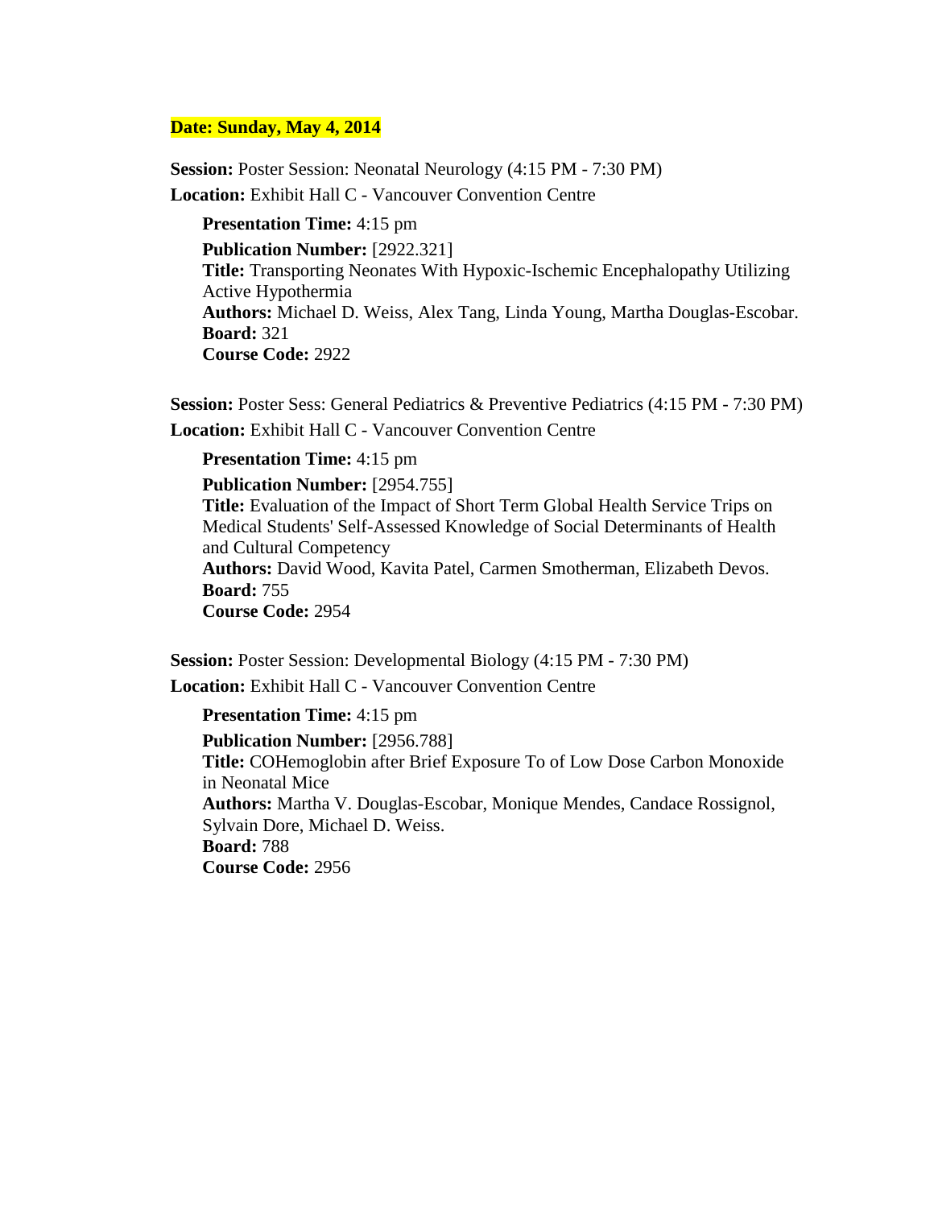**Date: Sunday, May 4, 2014**

**Session:** Poster Session: Neonatal Neurology (4:15 PM - 7:30 PM)

**Location:** Exhibit Hall C - Vancouver Convention Centre

> **Presentation Time:** 4:15 pm
>
> **Publication Number:** [2922.321]
> **Title:** Transporting Neonates With Hypoxic-Ischemic Encephalopathy Utilizing Active Hypothermia
> **Authors:** Michael D. Weiss, Alex Tang, Linda Young, Martha Douglas-Escobar.
> **Board:** 321
> **Course Code:** 2922

**Session:** Poster Sess: General Pediatrics & Preventive Pediatrics (4:15 PM - 7:30 PM)

**Location:** Exhibit Hall C - Vancouver Convention Centre

> **Presentation Time:** 4:15 pm
>
> **Publication Number:** [2954.755]
> **Title:** Evaluation of the Impact of Short Term Global Health Service Trips on Medical Students' Self-Assessed Knowledge of Social Determinants of Health and Cultural Competency
> **Authors:** David Wood, Kavita Patel, Carmen Smotherman, Elizabeth Devos.
> **Board:** 755
> **Course Code:** 2954

**Session:** Poster Session: Developmental Biology (4:15 PM - 7:30 PM)

**Location:** Exhibit Hall C - Vancouver Convention Centre

> **Presentation Time:** 4:15 pm
>
> **Publication Number:** [2956.788]
> **Title:** COHemoglobin after Brief Exposure To of Low Dose Carbon Monoxide in Neonatal Mice
> **Authors:** Martha V. Douglas-Escobar, Monique Mendes, Candace Rossignol, Sylvain Dore, Michael D. Weiss.
> **Board:** 788
> **Course Code:** 2956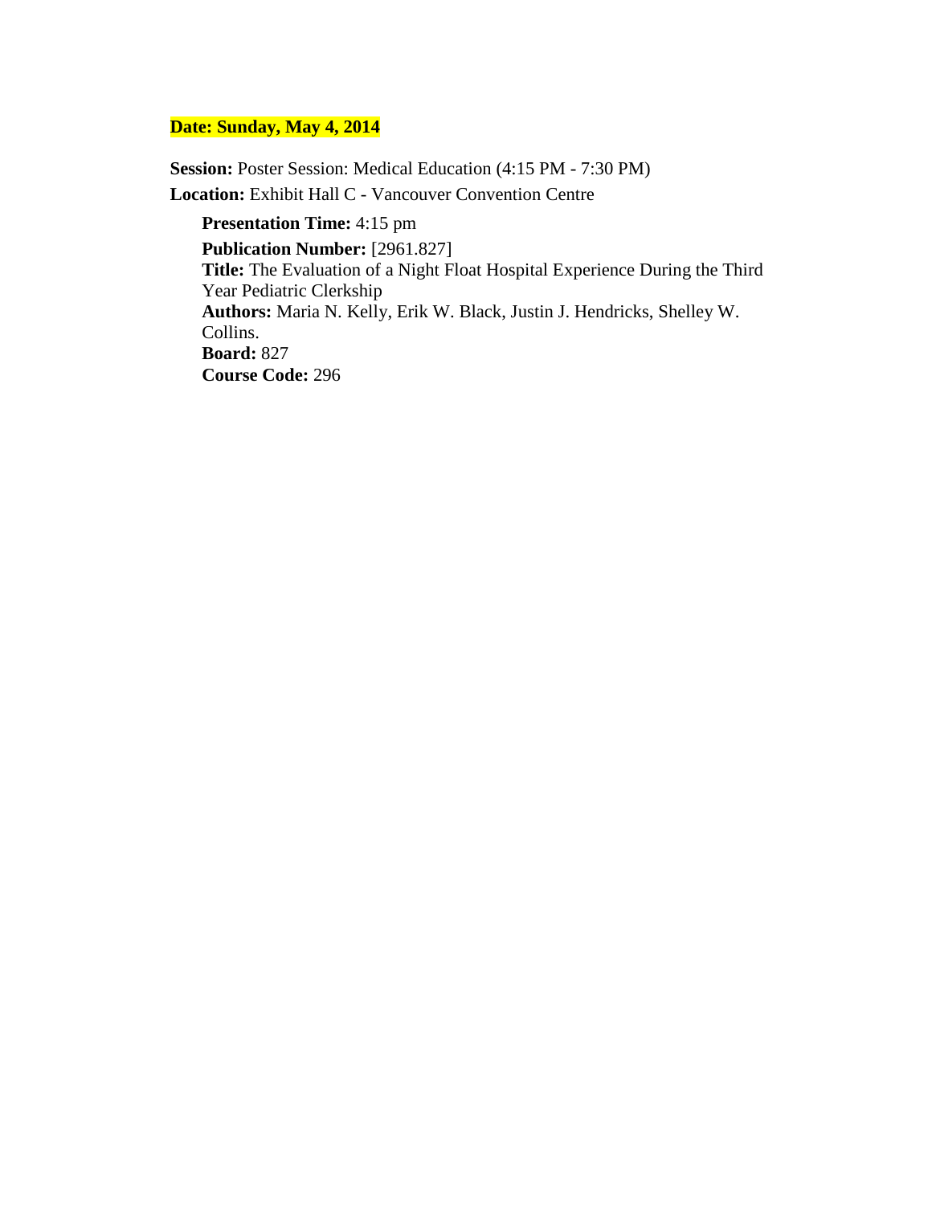**Date: Sunday, May 4, 2014**

**Session:** Poster Session: Medical Education (4:15 PM - 7:30 PM)
**Location:** Exhibit Hall C - Vancouver Convention Centre

**Presentation Time:** 4:15 pm
**Publication Number:** [2961.827]
**Title:** The Evaluation of a Night Float Hospital Experience During the Third Year Pediatric Clerkship
**Authors:** Maria N. Kelly, Erik W. Black, Justin J. Hendricks, Shelley W. Collins.
**Board:** 827
**Course Code:** 296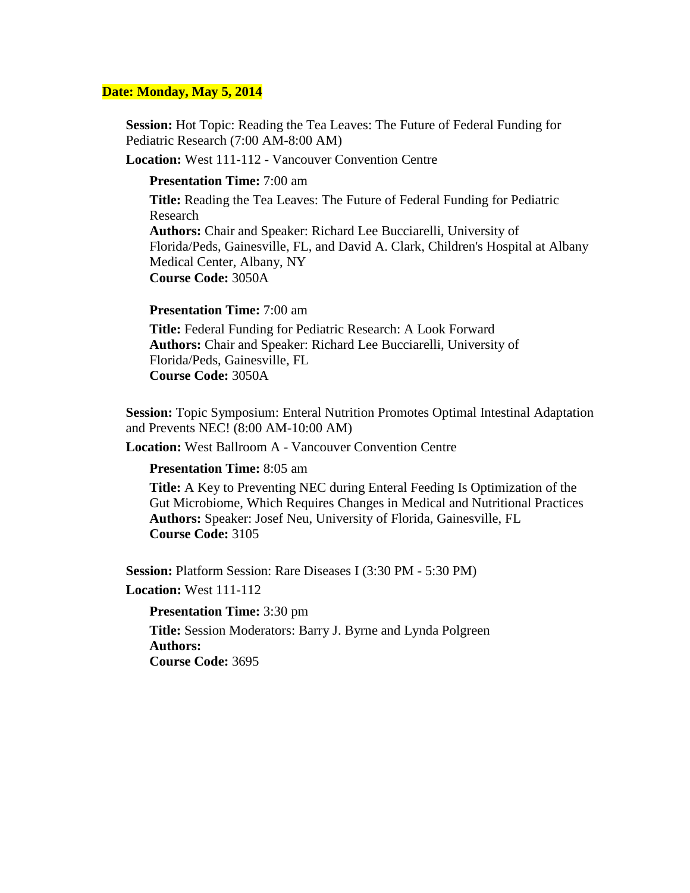**Date: Monday, May 5, 2014**

**Session:** Hot Topic: Reading the Tea Leaves: The Future of Federal Funding for Pediatric Research (7:00 AM-8:00 AM)

**Location:** West 111-112 - Vancouver Convention Centre

**Presentation Time:** 7:00 am

**Title:** Reading the Tea Leaves: The Future of Federal Funding for Pediatric Research
**Authors:** Chair and Speaker: Richard Lee Bucciarelli, University of Florida/Peds, Gainesville, FL, and David A. Clark, Children's Hospital at Albany Medical Center, Albany, NY
**Course Code:** 3050A

**Presentation Time:** 7:00 am

**Title:** Federal Funding for Pediatric Research: A Look Forward
**Authors:** Chair and Speaker: Richard Lee Bucciarelli, University of Florida/Peds, Gainesville, FL
**Course Code:** 3050A

**Session:** Topic Symposium: Enteral Nutrition Promotes Optimal Intestinal Adaptation and Prevents NEC! (8:00 AM-10:00 AM)

**Location:** West Ballroom A - Vancouver Convention Centre

**Presentation Time:** 8:05 am

**Title:** A Key to Preventing NEC during Enteral Feeding Is Optimization of the Gut Microbiome, Which Requires Changes in Medical and Nutritional Practices
**Authors:** Speaker: Josef Neu, University of Florida, Gainesville, FL
**Course Code:** 3105

**Session:** Platform Session: Rare Diseases I (3:30 PM - 5:30 PM)

**Location:** West 111-112

**Presentation Time:** 3:30 pm

**Title:** Session Moderators: Barry J. Byrne and Lynda Polgreen
**Authors:**
**Course Code:** 3695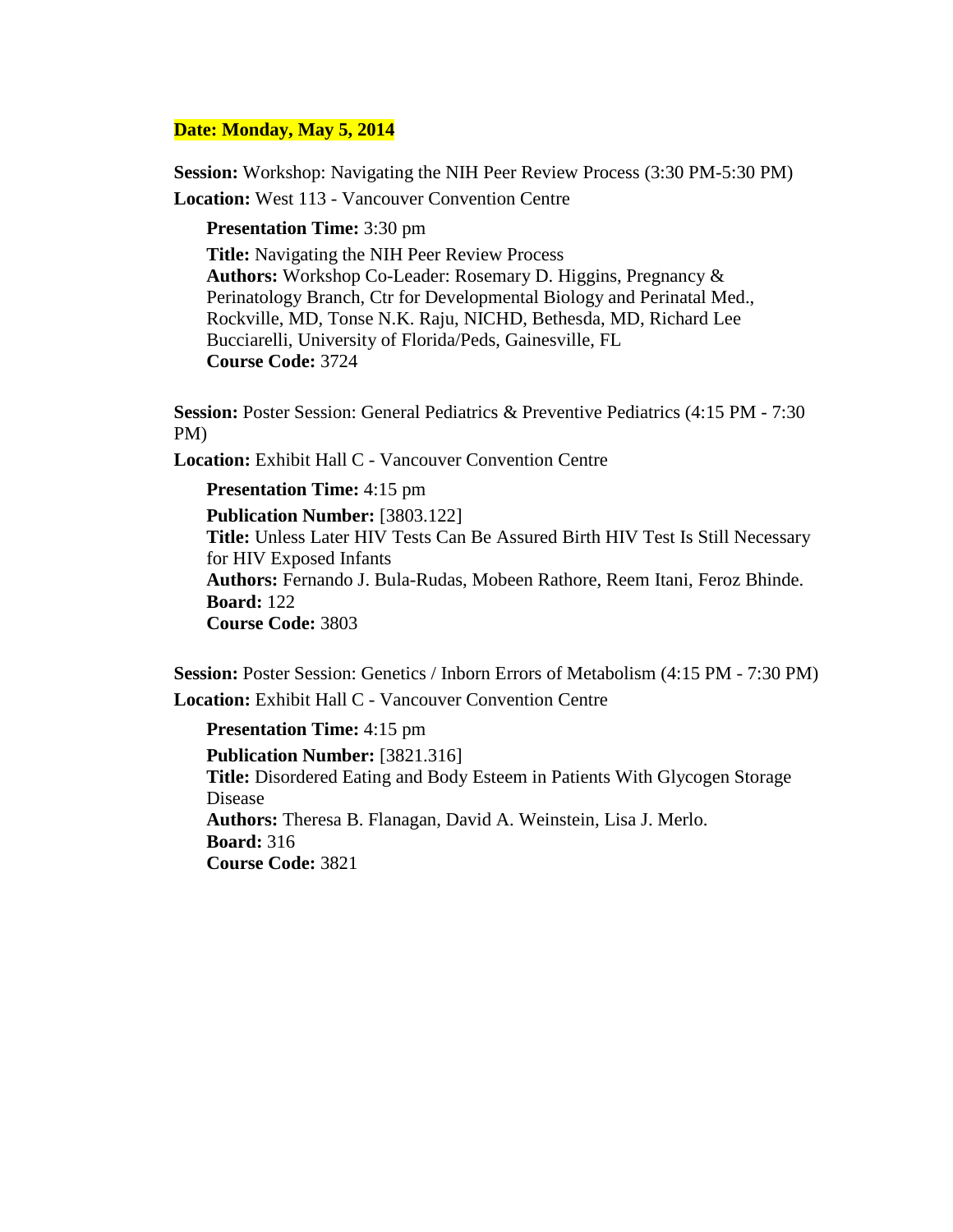**Date: Monday, May 5, 2014**

**Session:** Workshop: Navigating the NIH Peer Review Process (3:30 PM-5:30 PM)
**Location:** West 113 - Vancouver Convention Centre

> **Presentation Time:** 3:30 pm
>
> **Title:** Navigating the NIH Peer Review Process
> **Authors:** Workshop Co-Leader: Rosemary D. Higgins, Pregnancy & Perinatology Branch, Ctr for Developmental Biology and Perinatal Med., Rockville, MD, Tonse N.K. Raju, NICHD, Bethesda, MD, Richard Lee Bucciarelli, University of Florida/Peds, Gainesville, FL
> **Course Code:** 3724

**Session:** Poster Session: General Pediatrics & Preventive Pediatrics (4:15 PM - 7:30 PM)
**Location:** Exhibit Hall C - Vancouver Convention Centre

> **Presentation Time:** 4:15 pm
>
> **Publication Number:** [3803.122]
> **Title:** Unless Later HIV Tests Can Be Assured Birth HIV Test Is Still Necessary for HIV Exposed Infants
> **Authors:** Fernando J. Bula-Rudas, Mobeen Rathore, Reem Itani, Feroz Bhinde.
> **Board:** 122
> **Course Code:** 3803

**Session:** Poster Session: Genetics / Inborn Errors of Metabolism (4:15 PM - 7:30 PM)
**Location:** Exhibit Hall C - Vancouver Convention Centre

> **Presentation Time:** 4:15 pm
>
> **Publication Number:** [3821.316]
> **Title:** Disordered Eating and Body Esteem in Patients With Glycogen Storage Disease
> **Authors:** Theresa B. Flanagan, David A. Weinstein, Lisa J. Merlo.
> **Board:** 316
> **Course Code:** 3821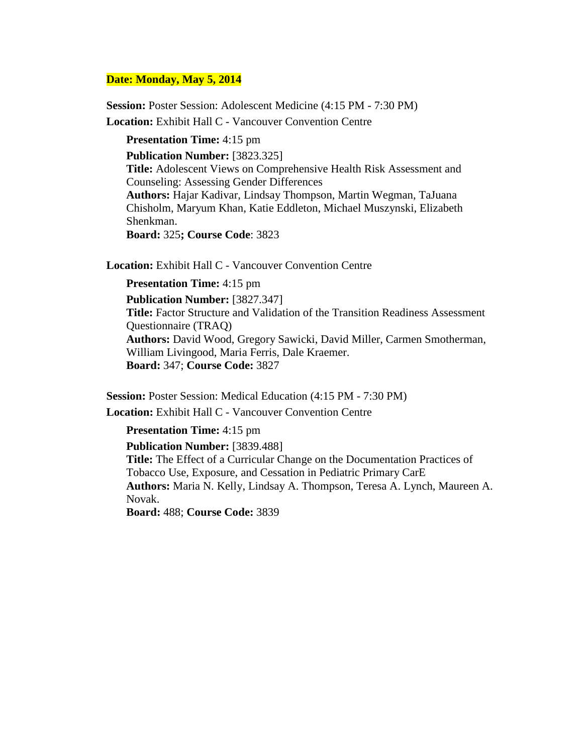**Date: Monday, May 5, 2014**

**Session:** Poster Session: Adolescent Medicine (4:15 PM - 7:30 PM)
**Location:** Exhibit Hall C - Vancouver Convention Centre

> **Presentation Time:** 4:15 pm
> **Publication Number:** [3823.325]
> **Title:** Adolescent Views on Comprehensive Health Risk Assessment and Counseling: Assessing Gender Differences
> **Authors:** Hajar Kadivar, Lindsay Thompson, Martin Wegman, TaJuana Chisholm, Maryum Khan, Katie Eddleton, Michael Muszynski, Elizabeth Shenkman.
> **Board:** 325**; Course Code**: 3823

**Location:** Exhibit Hall C - Vancouver Convention Centre

> **Presentation Time:** 4:15 pm
> **Publication Number:** [3827.347]
> **Title:** Factor Structure and Validation of the Transition Readiness Assessment Questionnaire (TRAQ)
> **Authors:** David Wood, Gregory Sawicki, David Miller, Carmen Smotherman, William Livingood, Maria Ferris, Dale Kraemer.
> **Board:** 347; **Course Code:** 3827

**Session:** Poster Session: Medical Education (4:15 PM - 7:30 PM)
**Location:** Exhibit Hall C - Vancouver Convention Centre

> **Presentation Time:** 4:15 pm
> **Publication Number:** [3839.488]
> **Title:** The Effect of a Curricular Change on the Documentation Practices of Tobacco Use, Exposure, and Cessation in Pediatric Primary CarE
> **Authors:** Maria N. Kelly, Lindsay A. Thompson, Teresa A. Lynch, Maureen A. Novak.
> **Board:** 488; **Course Code:** 3839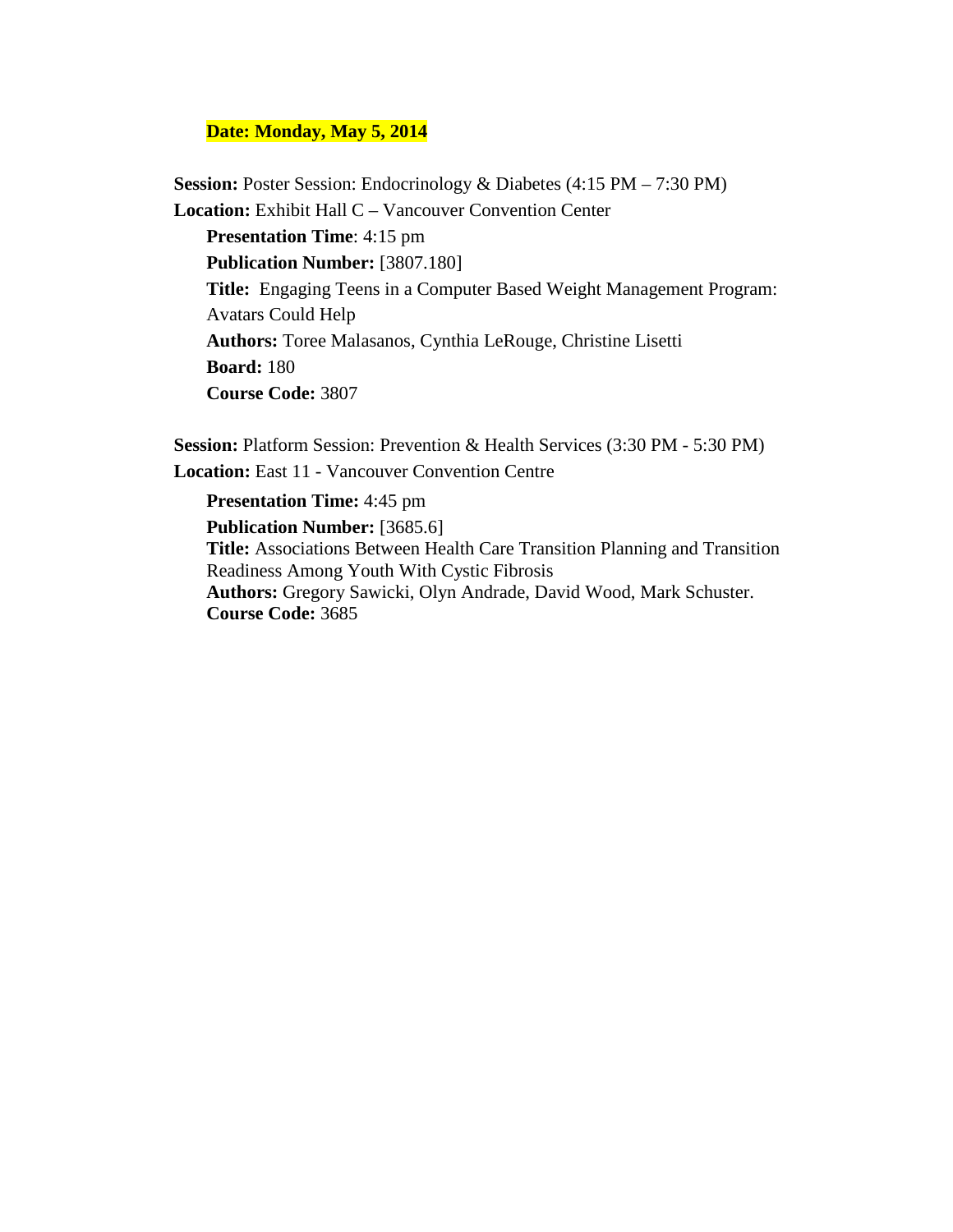**Date: Monday, May 5, 2014**

**Session:** Poster Session: Endocrinology & Diabetes (4:15 PM – 7:30 PM)
**Location:** Exhibit Hall C – Vancouver Convention Center

**Presentation Time**: 4:15 pm
**Publication Number:** [3807.180]
**Title:** Engaging Teens in a Computer Based Weight Management Program: Avatars Could Help
**Authors:** Toree Malasanos, Cynthia LeRouge, Christine Lisetti
**Board:** 180
**Course Code:** 3807

**Session:** Platform Session: Prevention & Health Services (3:30 PM - 5:30 PM)
**Location:** East 11 - Vancouver Convention Centre

**Presentation Time:** 4:45 pm
**Publication Number:** [3685.6]
**Title:** Associations Between Health Care Transition Planning and Transition Readiness Among Youth With Cystic Fibrosis
**Authors:** Gregory Sawicki, Olyn Andrade, David Wood, Mark Schuster.
**Course Code:** 3685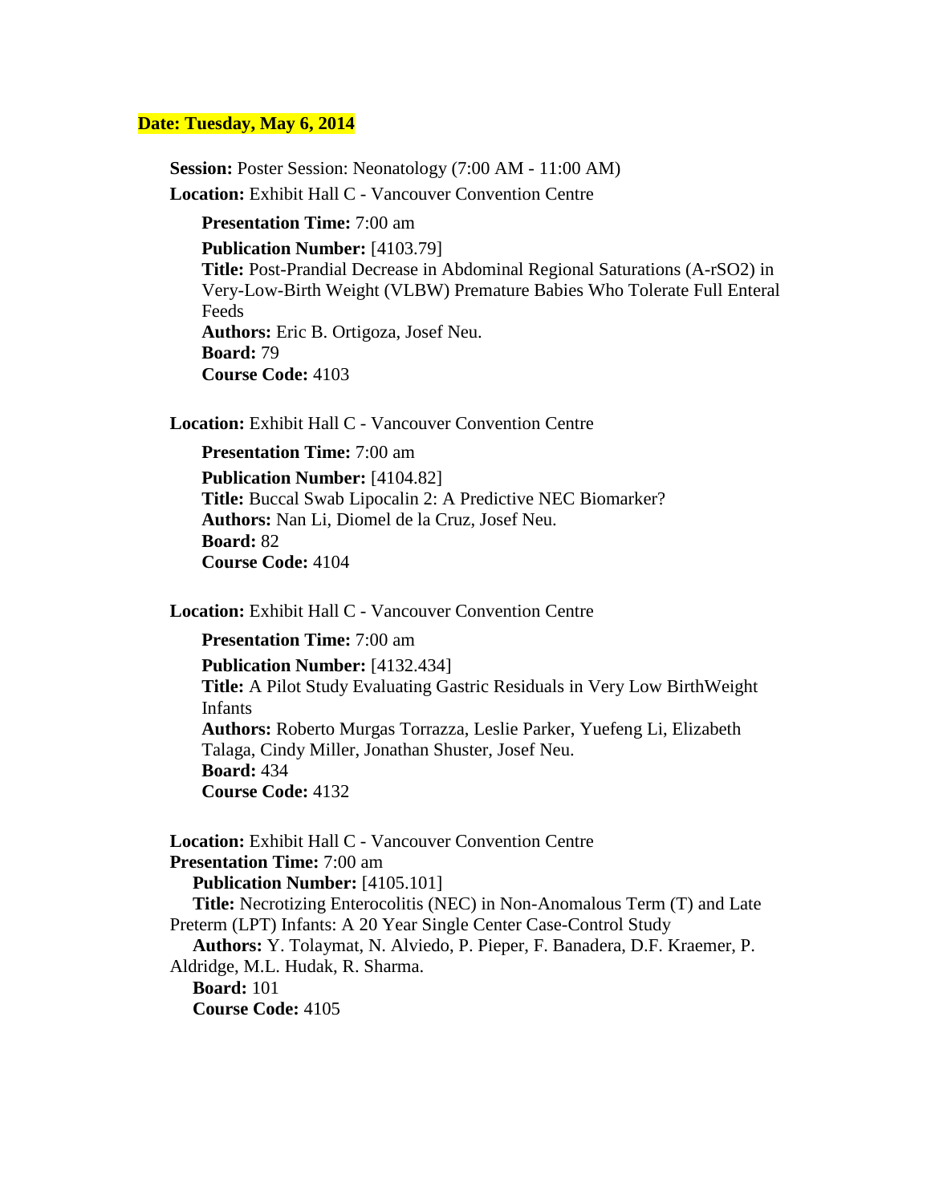**Date: Tuesday, May 6, 2014**

**Session:** Poster Session: Neonatology (7:00 AM - 11:00 AM)
**Location:** Exhibit Hall C - Vancouver Convention Centre

**Presentation Time:** 7:00 am
**Publication Number:** [4103.79]
**Title:** Post-Prandial Decrease in Abdominal Regional Saturations (A-rSO2) in Very-Low-Birth Weight (VLBW) Premature Babies Who Tolerate Full Enteral Feeds
**Authors:** Eric B. Ortigoza, Josef Neu.
**Board:** 79
**Course Code:** 4103

**Location:** Exhibit Hall C - Vancouver Convention Centre

**Presentation Time:** 7:00 am
**Publication Number:** [4104.82]
**Title:** Buccal Swab Lipocalin 2: A Predictive NEC Biomarker?
**Authors:** Nan Li, Diomel de la Cruz, Josef Neu.
**Board:** 82
**Course Code:** 4104

**Location:** Exhibit Hall C - Vancouver Convention Centre

**Presentation Time:** 7:00 am
**Publication Number:** [4132.434]
**Title:** A Pilot Study Evaluating Gastric Residuals in Very Low BirthWeight Infants
**Authors:** Roberto Murgas Torrazza, Leslie Parker, Yuefeng Li, Elizabeth Talaga, Cindy Miller, Jonathan Shuster, Josef Neu.
**Board:** 434
**Course Code:** 4132

**Location:** Exhibit Hall C - Vancouver Convention Centre
**Presentation Time:** 7:00 am
**Publication Number:** [4105.101]
**Title:** Necrotizing Enterocolitis (NEC) in Non-Anomalous Term (T) and Late Preterm (LPT) Infants: A 20 Year Single Center Case-Control Study
**Authors:** Y. Tolaymat, N. Alviedo, P. Pieper, F. Banadera, D.F. Kraemer, P. Aldridge, M.L. Hudak, R. Sharma.
**Board:** 101
**Course Code:** 4105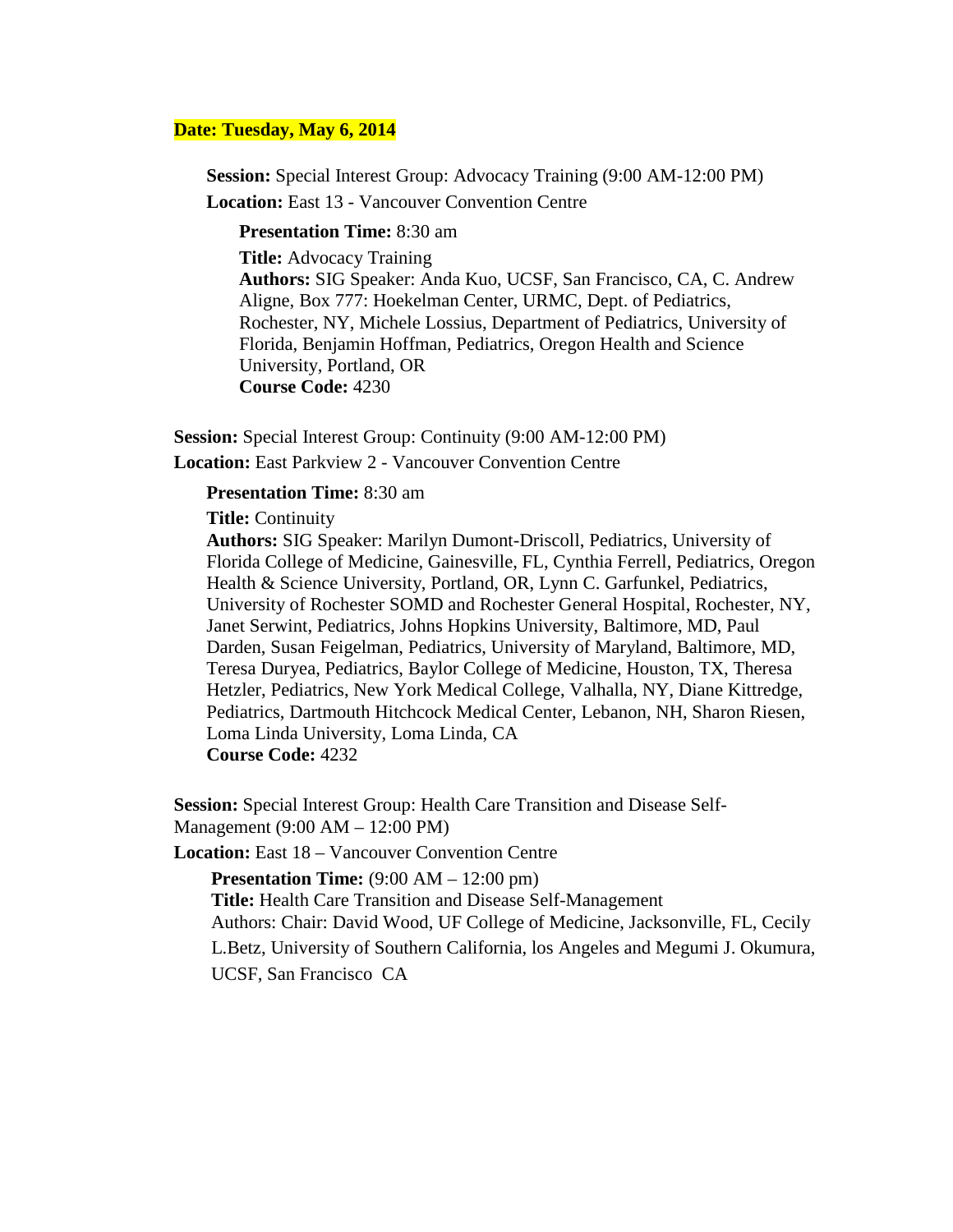**Date: Tuesday, May 6, 2014**

**Session:** Special Interest Group: Advocacy Training (9:00 AM-12:00 PM)
**Location:** East 13 - Vancouver Convention Centre

**Presentation Time:** 8:30 am

**Title:** Advocacy Training
**Authors:** SIG Speaker: Anda Kuo, UCSF, San Francisco, CA, C. Andrew Aligne, Box 777: Hoekelman Center, URMC, Dept. of Pediatrics, Rochester, NY, Michele Lossius, Department of Pediatrics, University of Florida, Benjamin Hoffman, Pediatrics, Oregon Health and Science University, Portland, OR
**Course Code:** 4230

**Session:** Special Interest Group: Continuity (9:00 AM-12:00 PM)
**Location:** East Parkview 2 - Vancouver Convention Centre

**Presentation Time:** 8:30 am

**Title:** Continuity
**Authors:** SIG Speaker: Marilyn Dumont-Driscoll, Pediatrics, University of Florida College of Medicine, Gainesville, FL, Cynthia Ferrell, Pediatrics, Oregon Health & Science University, Portland, OR, Lynn C. Garfunkel, Pediatrics, University of Rochester SOMD and Rochester General Hospital, Rochester, NY, Janet Serwint, Pediatrics, Johns Hopkins University, Baltimore, MD, Paul Darden, Susan Feigelman, Pediatrics, University of Maryland, Baltimore, MD, Teresa Duryea, Pediatrics, Baylor College of Medicine, Houston, TX, Theresa Hetzler, Pediatrics, New York Medical College, Valhalla, NY, Diane Kittredge, Pediatrics, Dartmouth Hitchcock Medical Center, Lebanon, NH, Sharon Riesen, Loma Linda University, Loma Linda, CA
**Course Code:** 4232

**Session:** Special Interest Group: Health Care Transition and Disease Self-Management (9:00 AM – 12:00 PM)
**Location:** East 18 – Vancouver Convention Centre

**Presentation Time:** (9:00 AM – 12:00 pm)
**Title:** Health Care Transition and Disease Self-Management
Authors: Chair: David Wood, UF College of Medicine, Jacksonville, FL, Cecily L.Betz, University of Southern California, los Angeles and Megumi J. Okumura, UCSF, San Francisco CA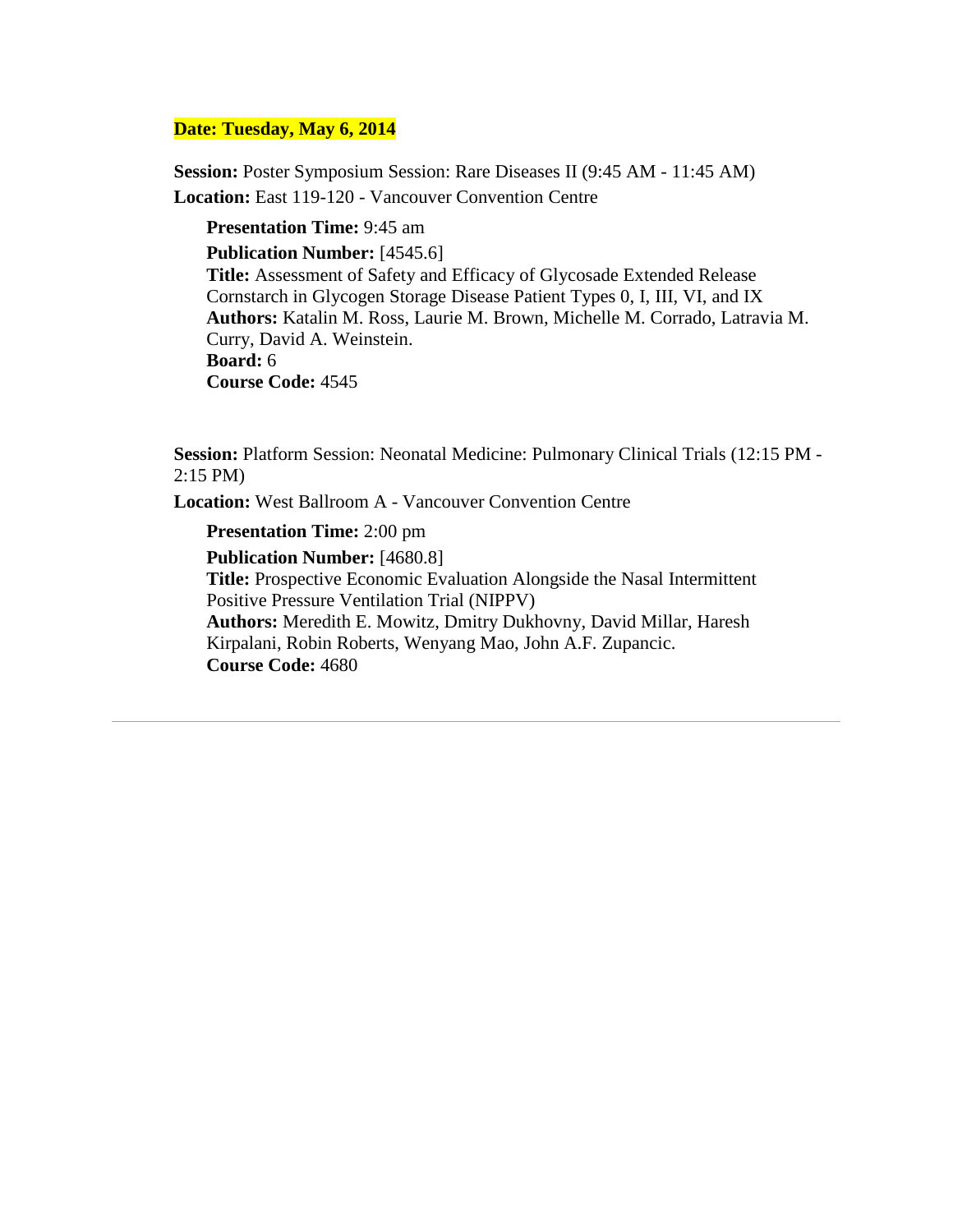**Date: Tuesday, May 6, 2014**

**Session:** Poster Symposium Session: Rare Diseases II (9:45 AM - 11:45 AM)
**Location:** East 119-120 - Vancouver Convention Centre

> **Presentation Time:** 9:45 am
> **Publication Number:** [4545.6]
> **Title:** Assessment of Safety and Efficacy of Glycosade Extended Release Cornstarch in Glycogen Storage Disease Patient Types 0, I, III, VI, and IX
> **Authors:** Katalin M. Ross, Laurie M. Brown, Michelle M. Corrado, Latravia M. Curry, David A. Weinstein.
> **Board:** 6
> **Course Code:** 4545

**Session:** Platform Session: Neonatal Medicine: Pulmonary Clinical Trials (12:15 PM - 2:15 PM)
**Location:** West Ballroom A - Vancouver Convention Centre

> **Presentation Time:** 2:00 pm
> **Publication Number:** [4680.8]
> **Title:** Prospective Economic Evaluation Alongside the Nasal Intermittent Positive Pressure Ventilation Trial (NIPPV)
> **Authors:** Meredith E. Mowitz, Dmitry Dukhovny, David Millar, Haresh Kirpalani, Robin Roberts, Wenyang Mao, John A.F. Zupancic.
> **Course Code:** 4680

---